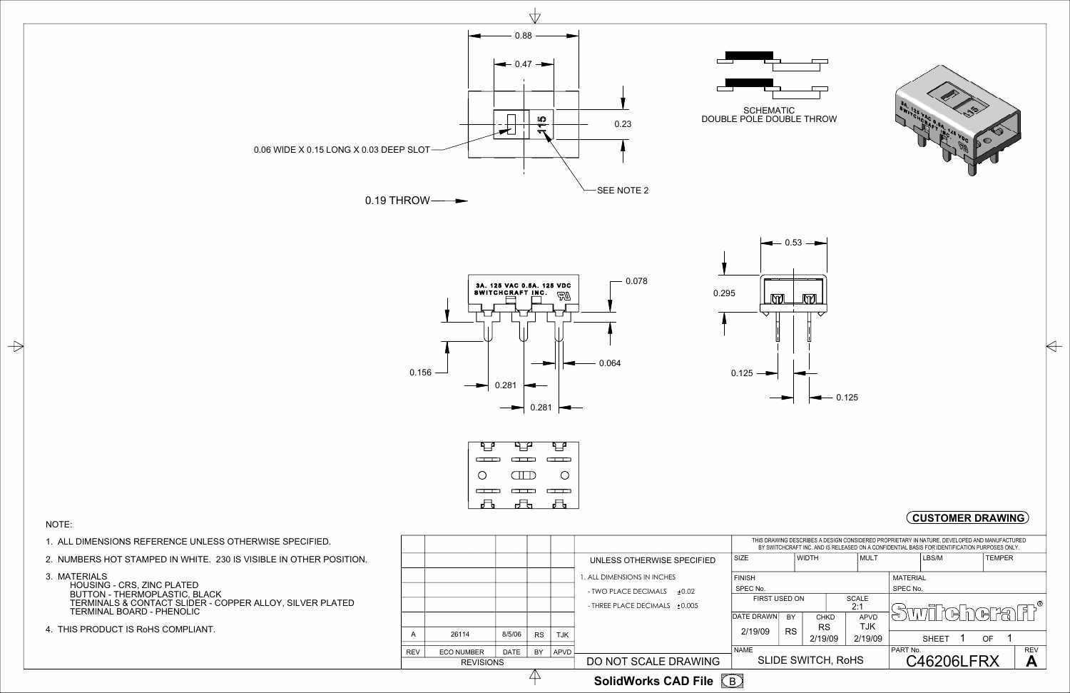0.88

0.47

0.23

0.06 WIDE X 0.15 LONG X 0.03 DEEP SLOT

SEE NOTE 2

0.19 THROW

SCHEMATIC
DOUBLE POLE DOUBLE THROW

3A. 125 VAC 0.5A. 125 VDC
SWITCHCRAFT INC.

0.078

0.156

0.281

0.281

0.064

0.53

0.295

0.125

0.125

NOTE:

1. ALL DIMENSIONS REFERENCE UNLESS OTHERWISE SPECIFIED.
2. NUMBERS HOT STAMPED IN WHITE. 230 IS VISIBLE IN OTHER POSITION.
3. MATERIALS
   - HOUSING - CRS, ZINC PLATED
   - BUTTON - THERMOPLASTIC, BLACK
   - TERMINALS & CONTACT SLIDER - COPPER ALLOY, SILVER PLATED
   - TERMINAL BOARD - PHENOLIC
4. THIS PRODUCT IS RoHS COMPLIANT.

**CUSTOMER DRAWING**

| REV | ECO NUMBER | DATE | BY | APVD |
|---|---|---|---|---|
| A | 26114 | 8/5/06 | RS | TJK |

REVISIONS

UNLESS OTHERWISE SPECIFIED
1. ALL DIMENSIONS IN INCHES
- TWO PLACE DECIMALS ±0.02
- THREE PLACE DECIMALS ±0.005

DO NOT SCALE DRAWING

THIS DRAWING DESCRIBES A DESIGN CONSIDERED PROPRIETARY IN NATURE, DEVELOPED AND MANUFACTURED BY SWITCHCRAFT INC. AND IS RELEASED ON A CONFIDENTIAL BASIS FOR IDENTIFICATION PURPOSES ONLY.

| SIZE | WIDTH | MULT | LBS/M | TEMPER |
|---|---|---|---|---|

FINISH
SPEC No.

MATERIAL
SPEC No.

FIRST USED ON

SCALE 2:1

| DATE DRAWN | BY | CHKD | APVD |
|---|---|---|---|
| 2/19/09 | RS | RS 2/19/09 | TJK 2/19/09 |

Switchcraft®

SHEET 1 OF 1

NAME: SLIDE SWITCH, RoHS

PART No.: C46206LFRX

REV: A

SolidWorks CAD File B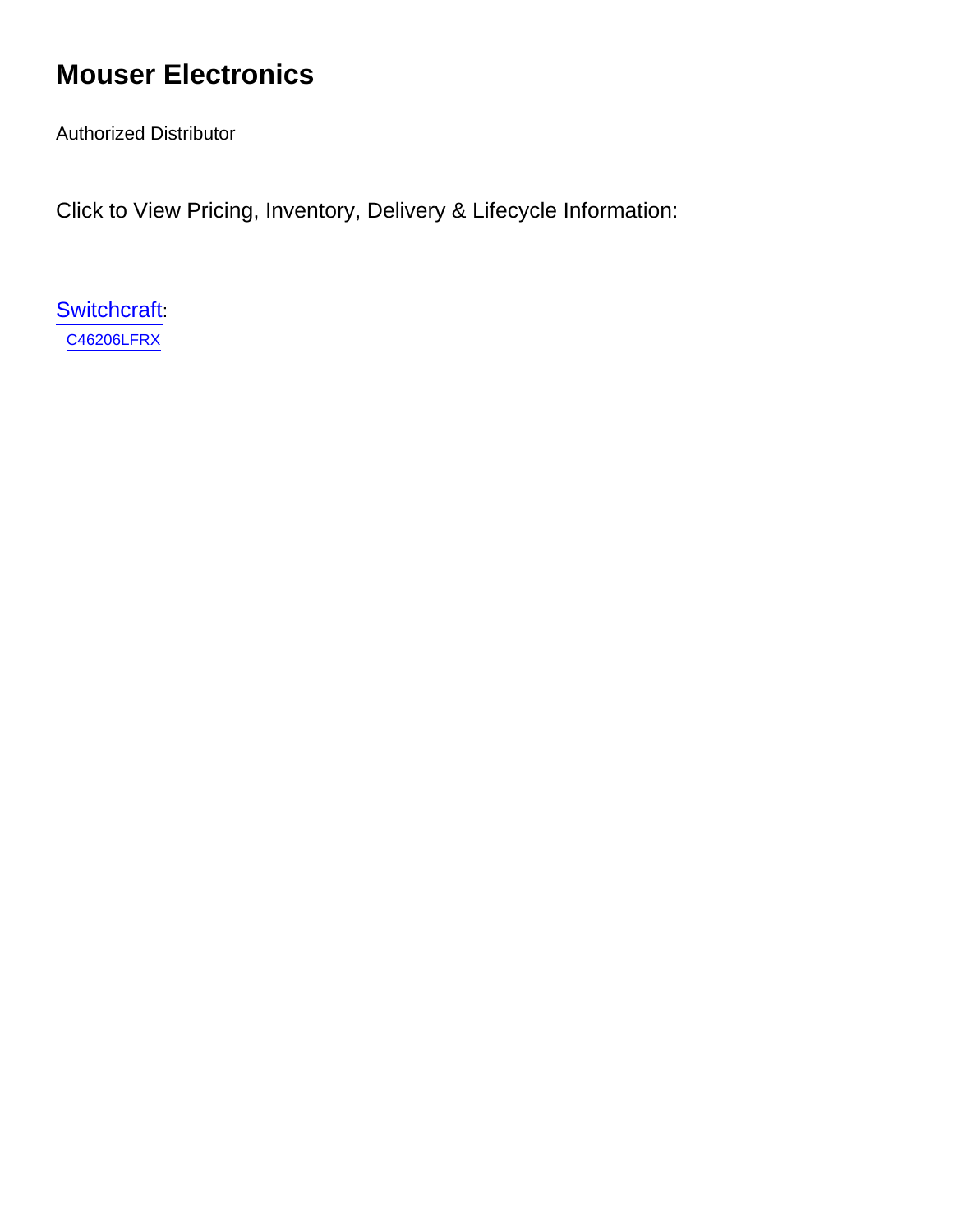# Mouser Electronics

Authorized Distributor

Click to View Pricing, Inventory, Delivery & Lifecycle Information:

Switchcraft:

C46206LFRX